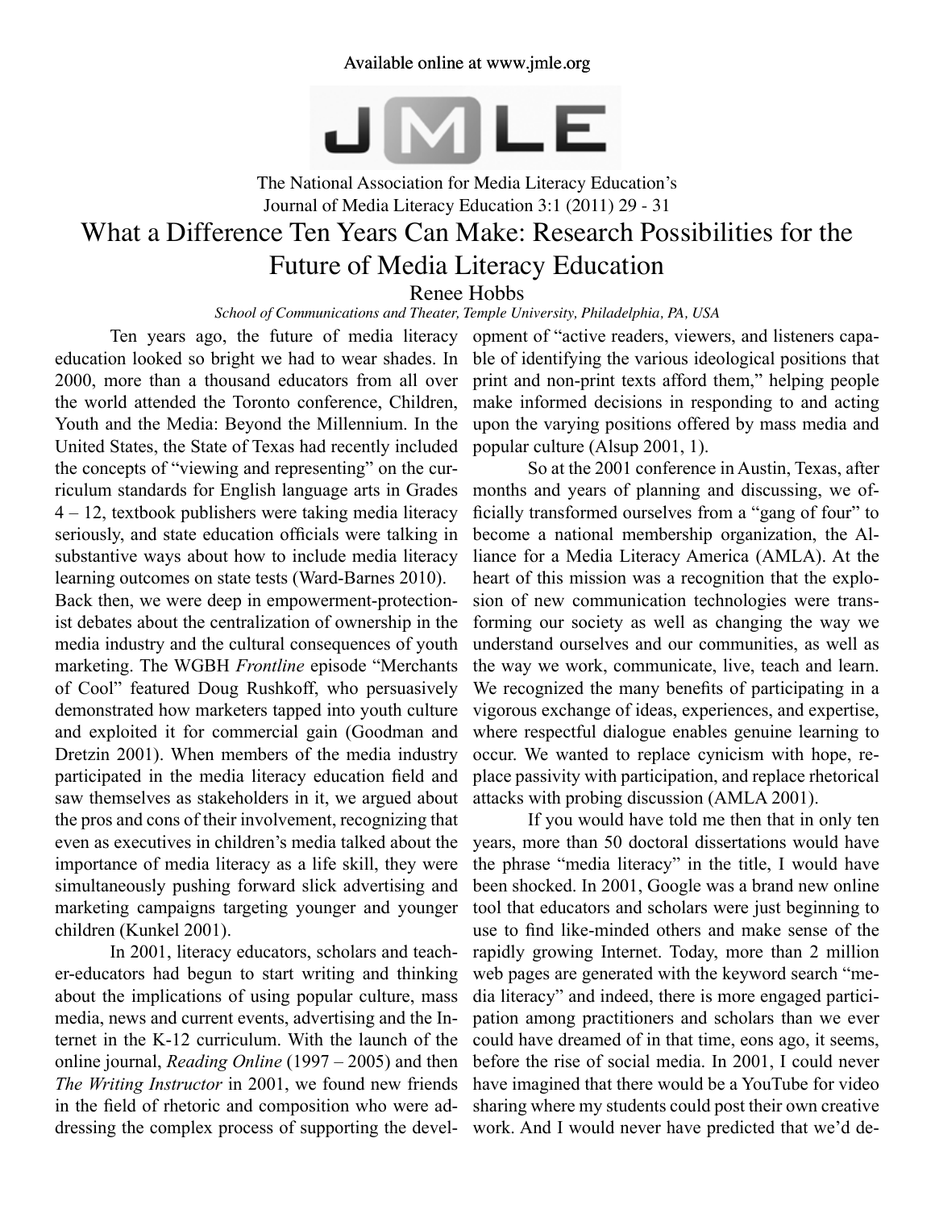# What a Difference Ten Years Can Make: Research Possibilities for the Future of Media Literacy Education

Renee Hobbs

*School of Communications and Theater, Temple University, Philadelphia, PA, USA*

Ten years ago, the future of media literacy education looked so bright we had to wear shades. In 2000, more than a thousand educators from all over the world attended the Toronto conference, Children, Youth and the Media: Beyond the Millennium. In the United States, the State of Texas had recently included the concepts of "viewing and representing" on the curriculum standards for English language arts in Grades 4 – 12, textbook publishers were taking media literacy seriously, and state education officials were talking in substantive ways about how to include media literacy learning outcomes on state tests (Ward-Barnes 2010).

Back then, we were deep in empowerment-protectionist debates about the centralization of ownership in the media industry and the cultural consequences of youth marketing. The WGBH *Frontline* episode "Merchants of Cool" featured Doug Rushkoff, who persuasively demonstrated how marketers tapped into youth culture and exploited it for commercial gain (Goodman and Dretzin 2001). When members of the media industry participated in the media literacy education field and saw themselves as stakeholders in it, we argued about the pros and cons of their involvement, recognizing that even as executives in children's media talked about the importance of media literacy as a life skill, they were simultaneously pushing forward slick advertising and marketing campaigns targeting younger and younger children (Kunkel 2001).

In 2001, literacy educators, scholars and teacher-educators had begun to start writing and thinking about the implications of using popular culture, mass media, news and current events, advertising and the Internet in the K-12 curriculum. With the launch of the online journal, *Reading Online* (1997 – 2005) and then *The Writing Instructor* in 2001, we found new friends in the field of rhetoric and composition who were addressing the complex process of supporting the development of "active readers, viewers, and listeners capable of identifying the various ideological positions that print and non-print texts afford them," helping people make informed decisions in responding to and acting upon the varying positions offered by mass media and popular culture (Alsup 2001, 1).

So at the 2001 conference in Austin, Texas, after months and years of planning and discussing, we officially transformed ourselves from a "gang of four" to become a national membership organization, the Alliance for a Media Literacy America (AMLA). At the heart of this mission was a recognition that the explosion of new communication technologies were transforming our society as well as changing the way we understand ourselves and our communities, as well as the way we work, communicate, live, teach and learn. We recognized the many benefits of participating in a vigorous exchange of ideas, experiences, and expertise, where respectful dialogue enables genuine learning to occur. We wanted to replace cynicism with hope, replace passivity with participation, and replace rhetorical attacks with probing discussion (AMLA 2001).

If you would have told me then that in only ten years, more than 50 doctoral dissertations would have the phrase "media literacy" in the title, I would have been shocked. In 2001, Google was a brand new online tool that educators and scholars were just beginning to use to find like-minded others and make sense of the rapidly growing Internet. Today, more than 2 million web pages are generated with the keyword search "media literacy" and indeed, there is more engaged participation among practitioners and scholars than we ever could have dreamed of in that time, eons ago, it seems, before the rise of social media. In 2001, I could never have imagined that there would be a YouTube for video sharing where my students could post their own creative work. And I would never have predicted that we'd de-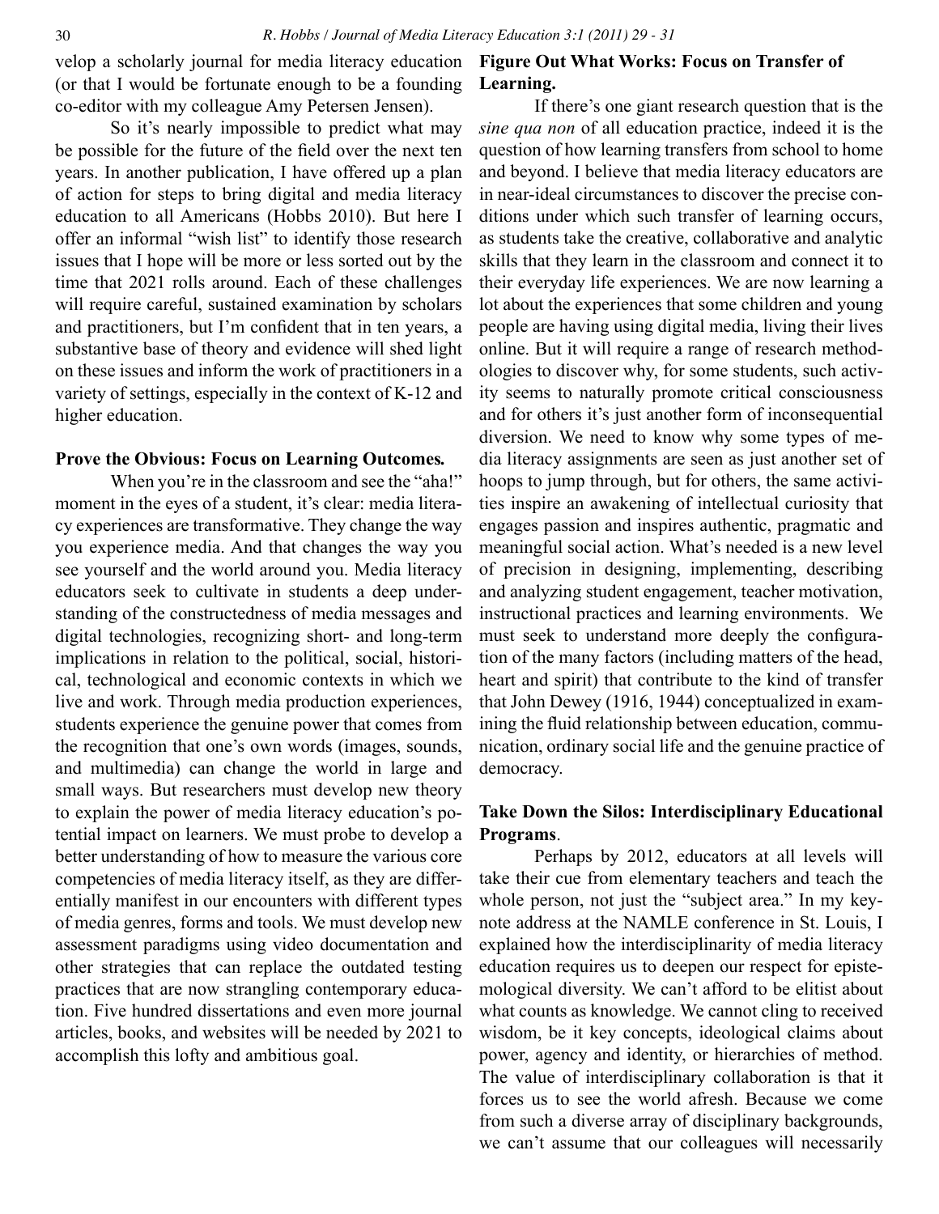velop a scholarly journal for media literacy education (or that I would be fortunate enough to be a founding co-editor with my colleague Amy Petersen Jensen).

So it's nearly impossible to predict what may be possible for the future of the field over the next ten years. In another publication, I have offered up a plan of action for steps to bring digital and media literacy education to all Americans (Hobbs 2010). But here I offer an informal "wish list" to identify those research issues that I hope will be more or less sorted out by the time that 2021 rolls around. Each of these challenges will require careful, sustained examination by scholars and practitioners, but I'm confident that in ten years, a substantive base of theory and evidence will shed light on these issues and inform the work of practitioners in a variety of settings, especially in the context of K-12 and higher education.

**Prove the Obvious: Focus on Learning Outcomes.**

When you're in the classroom and see the "aha!" moment in the eyes of a student, it's clear: media literacy experiences are transformative. They change the way you experience media. And that changes the way you see yourself and the world around you. Media literacy educators seek to cultivate in students a deep understanding of the constructedness of media messages and digital technologies, recognizing short- and long-term implications in relation to the political, social, historical, technological and economic contexts in which we live and work. Through media production experiences, students experience the genuine power that comes from the recognition that one's own words (images, sounds, and multimedia) can change the world in large and small ways. But researchers must develop new theory to explain the power of media literacy education's potential impact on learners. We must probe to develop a better understanding of how to measure the various core competencies of media literacy itself, as they are differentially manifest in our encounters with different types of media genres, forms and tools. We must develop new assessment paradigms using video documentation and other strategies that can replace the outdated testing practices that are now strangling contemporary education. Five hundred dissertations and even more journal articles, books, and websites will be needed by 2021 to accomplish this lofty and ambitious goal.

**Figure Out What Works: Focus on Transfer of Learning.**

If there's one giant research question that is the *sine qua non* of all education practice, indeed it is the question of how learning transfers from school to home and beyond. I believe that media literacy educators are in near-ideal circumstances to discover the precise conditions under which such transfer of learning occurs, as students take the creative, collaborative and analytic skills that they learn in the classroom and connect it to their everyday life experiences. We are now learning a lot about the experiences that some children and young people are having using digital media, living their lives online. But it will require a range of research methodologies to discover why, for some students, such activity seems to naturally promote critical consciousness and for others it's just another form of inconsequential diversion. We need to know why some types of media literacy assignments are seen as just another set of hoops to jump through, but for others, the same activities inspire an awakening of intellectual curiosity that engages passion and inspires authentic, pragmatic and meaningful social action. What's needed is a new level of precision in designing, implementing, describing and analyzing student engagement, teacher motivation, instructional practices and learning environments. We must seek to understand more deeply the configuration of the many factors (including matters of the head, heart and spirit) that contribute to the kind of transfer that John Dewey (1916, 1944) conceptualized in examining the fluid relationship between education, communication, ordinary social life and the genuine practice of democracy.

**Take Down the Silos: Interdisciplinary Educational Programs**.

Perhaps by 2012, educators at all levels will take their cue from elementary teachers and teach the whole person, not just the "subject area." In my keynote address at the NAMLE conference in St. Louis, I explained how the interdisciplinarity of media literacy education requires us to deepen our respect for epistemological diversity. We can't afford to be elitist about what counts as knowledge. We cannot cling to received wisdom, be it key concepts, ideological claims about power, agency and identity, or hierarchies of method. The value of interdisciplinary collaboration is that it forces us to see the world afresh. Because we come from such a diverse array of disciplinary backgrounds, we can't assume that our colleagues will necessarily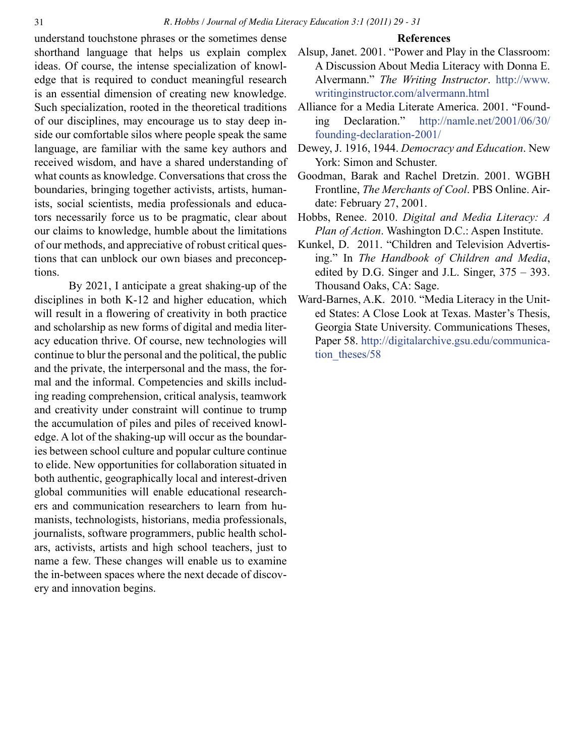understand touchstone phrases or the sometimes dense shorthand language that helps us explain complex ideas. Of course, the intense specialization of knowledge that is required to conduct meaningful research is an essential dimension of creating new knowledge. Such specialization, rooted in the theoretical traditions of our disciplines, may encourage us to stay deep inside our comfortable silos where people speak the same language, are familiar with the same key authors and received wisdom, and have a shared understanding of what counts as knowledge. Conversations that cross the boundaries, bringing together activists, artists, humanists, social scientists, media professionals and educators necessarily force us to be pragmatic, clear about our claims to knowledge, humble about the limitations of our methods, and appreciative of robust critical questions that can unblock our own biases and preconceptions.

By 2021, I anticipate a great shaking-up of the disciplines in both K-12 and higher education, which will result in a flowering of creativity in both practice and scholarship as new forms of digital and media literacy education thrive. Of course, new technologies will continue to blur the personal and the political, the public and the private, the interpersonal and the mass, the formal and the informal. Competencies and skills including reading comprehension, critical analysis, teamwork and creativity under constraint will continue to trump the accumulation of piles and piles of received knowledge. A lot of the shaking-up will occur as the boundaries between school culture and popular culture continue to elide. New opportunities for collaboration situated in both authentic, geographically local and interest-driven global communities will enable educational researchers and communication researchers to learn from humanists, technologists, historians, media professionals, journalists, software programmers, public health scholars, activists, artists and high school teachers, just to name a few. These changes will enable us to examine the in-between spaces where the next decade of discovery and innovation begins.

## References

Alsup, Janet. 2001. "Power and Play in the Classroom: A Discussion About Media Literacy with Donna E. Alvermann." *The Writing Instructor*. http://www.writinginstructor.com/alvermann.html

Alliance for a Media Literate America. 2001. "Founding Declaration." http://namle.net/2001/06/30/founding-declaration-2001/

Dewey, J. 1916, 1944. *Democracy and Education*. New York: Simon and Schuster.

Goodman, Barak and Rachel Dretzin. 2001. WGBH Frontline, *The Merchants of Cool*. PBS Online. Airdate: February 27, 2001.

Hobbs, Renee. 2010. *Digital and Media Literacy: A Plan of Action*. Washington D.C.: Aspen Institute.

Kunkel, D. 2011. "Children and Television Advertising." In *The Handbook of Children and Media*, edited by D.G. Singer and J.L. Singer, 375 – 393. Thousand Oaks, CA: Sage.

Ward-Barnes, A.K. 2010. "Media Literacy in the United States: A Close Look at Texas. Master's Thesis, Georgia State University. Communications Theses, Paper 58. http://digitalarchive.gsu.edu/communication_theses/58